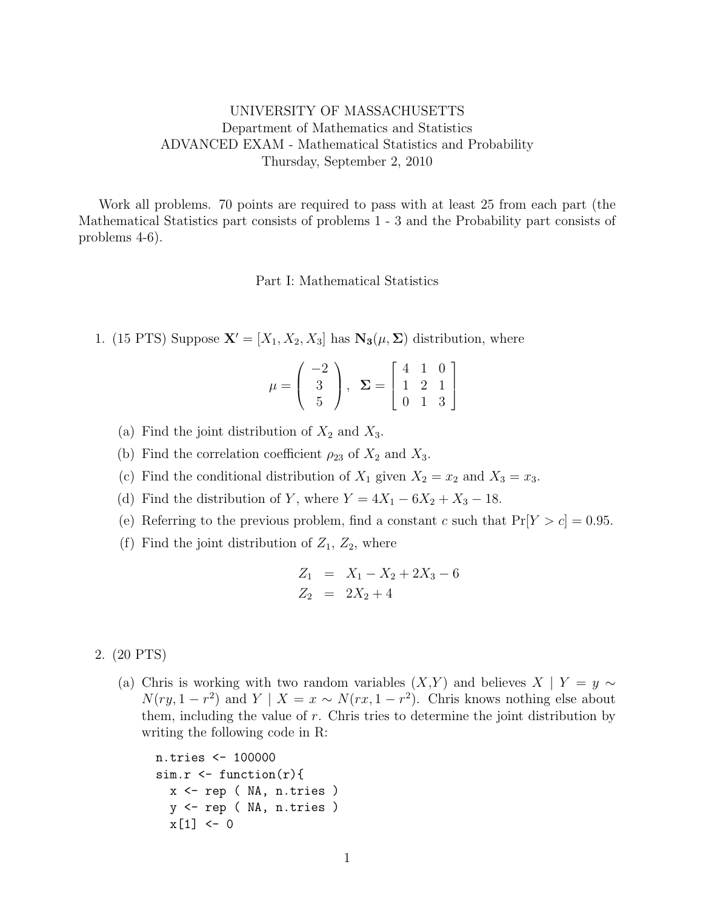UNIVERSITY OF MASSACHUSETTS
Department of Mathematics and Statistics
ADVANCED EXAM - Mathematical Statistics and Probability
Thursday, September 2, 2010

Work all problems. 70 points are required to pass with at least 25 from each part (the Mathematical Statistics part consists of problems 1 - 3 and the Probability part consists of problems 4-6).

## Part I: Mathematical Statistics

1. (15 PTS) Suppose $\mathbf{X}' = [X_1, X_2, X_3]$ has $\mathbf{N_3}(\mu, \mathbf{\Sigma})$ distribution, where

$$\mu = \begin{pmatrix} -2 \\ 3 \\ 5 \end{pmatrix}, \quad \mathbf{\Sigma} = \begin{bmatrix} 4 & 1 & 0 \\ 1 & 2 & 1 \\ 0 & 1 & 3 \end{bmatrix}$$

   (a) Find the joint distribution of $X_2$ and $X_3$.

   (b) Find the correlation coefficient $\rho_{23}$ of $X_2$ and $X_3$.

   (c) Find the conditional distribution of $X_1$ given $X_2 = x_2$ and $X_3 = x_3$.

   (d) Find the distribution of $Y$, where $Y = 4X_1 - 6X_2 + X_3 - 18$.

   (e) Referring to the previous problem, find a constant $c$ such that $\Pr[Y > c] = 0.95$.

   (f) Find the joint distribution of $Z_1$, $Z_2$, where

$$\begin{aligned} Z_1 &= X_1 - X_2 + 2X_3 - 6 \\ Z_2 &= 2X_2 + 4 \end{aligned}$$

2. (20 PTS)

   (a) Chris is working with two random variables $(X,Y)$ and believes $X \mid Y = y \sim N(ry, 1 - r^2)$ and $Y \mid X = x \sim N(rx, 1 - r^2)$. Chris knows nothing else about them, including the value of $r$. Chris tries to determine the joint distribution by writing the following code in R:

```
n.tries <- 100000
sim.r <- function(r){
  x <- rep ( NA, n.tries )
  y <- rep ( NA, n.tries )
  x[1] <- 0
```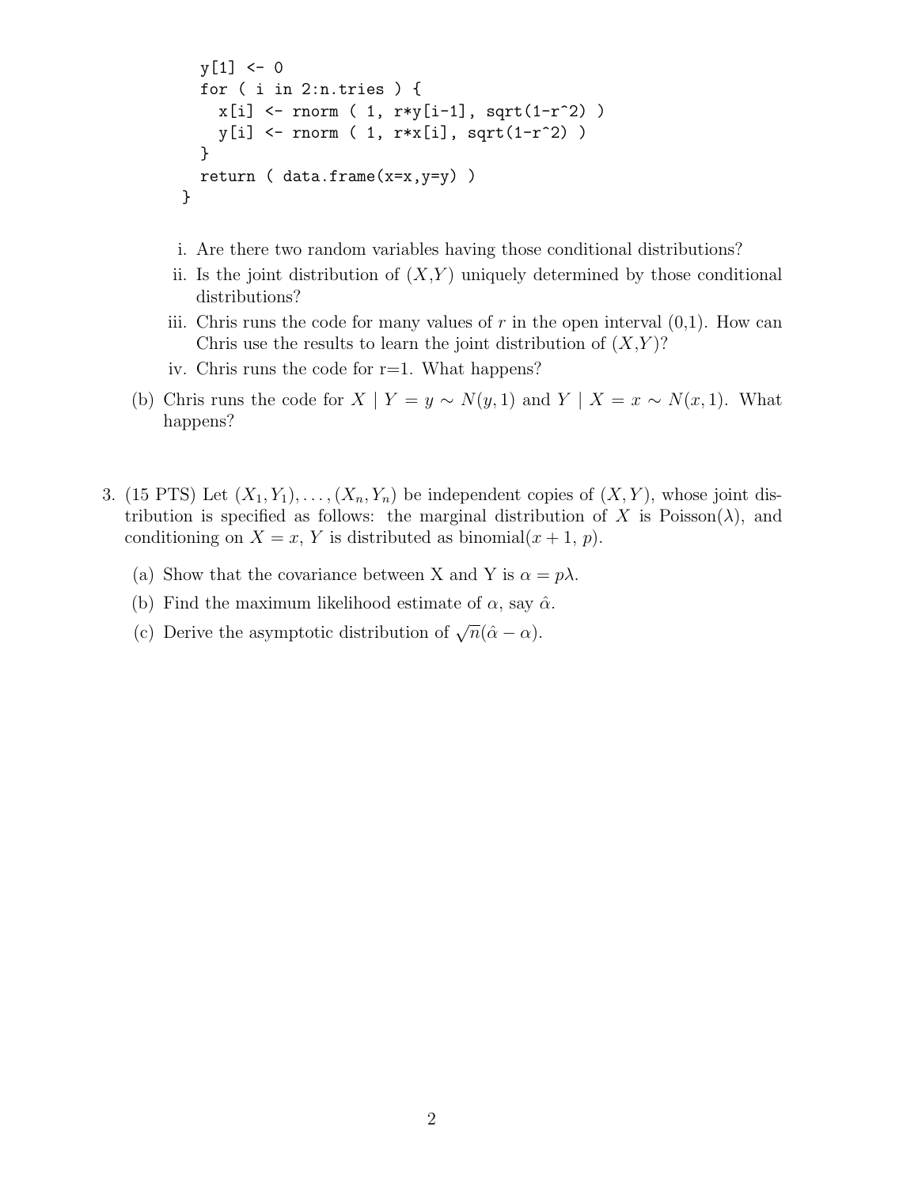```
    y[1] <- 0
    for ( i in 2:n.tries ) {
      x[i] <- rnorm ( 1, r*y[i-1], sqrt(1-r^2) )
      y[i] <- rnorm ( 1, r*x[i], sqrt(1-r^2) )
    }
    return ( data.frame(x=x,y=y) )
  }
```

i. Are there two random variables having those conditional distributions?

ii. Is the joint distribution of $(X,Y)$ uniquely determined by those conditional distributions?

iii. Chris runs the code for many values of $r$ in the open interval (0,1). How can Chris use the results to learn the joint distribution of $(X,Y)$?

iv. Chris runs the code for r=1. What happens?

(b) Chris runs the code for $X \mid Y = y \sim N(y, 1)$ and $Y \mid X = x \sim N(x, 1)$. What happens?

3. (15 PTS) Let $(X_1, Y_1), \ldots, (X_n, Y_n)$ be independent copies of $(X, Y)$, whose joint distribution is specified as follows: the marginal distribution of $X$ is Poisson($\lambda$), and conditioning on $X = x$, $Y$ is distributed as binomial($x + 1$, $p$).

   (a) Show that the covariance between X and Y is $\alpha = p\lambda$.

   (b) Find the maximum likelihood estimate of $\alpha$, say $\hat{\alpha}$.

   (c) Derive the asymptotic distribution of $\sqrt{n}(\hat{\alpha} - \alpha)$.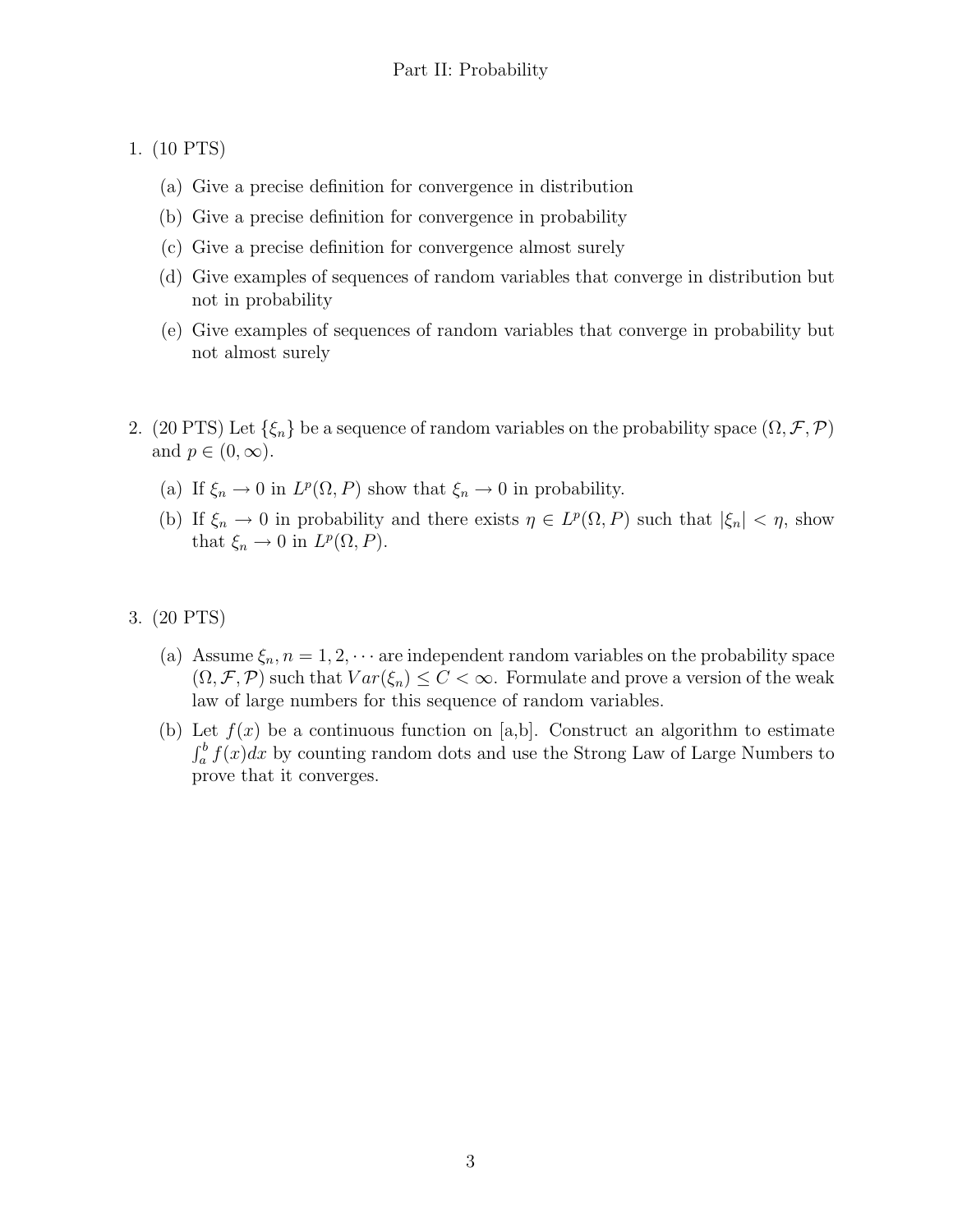# Part II: Probability

1. (10 PTS)

   (a) Give a precise definition for convergence in distribution

   (b) Give a precise definition for convergence in probability

   (c) Give a precise definition for convergence almost surely

   (d) Give examples of sequences of random variables that converge in distribution but not in probability

   (e) Give examples of sequences of random variables that converge in probability but not almost surely

2. (20 PTS) Let $\{\xi_n\}$ be a sequence of random variables on the probability space $(\Omega, \mathcal{F}, \mathcal{P})$ and $p \in (0, \infty)$.

   (a) If $\xi_n \to 0$ in $L^p(\Omega, P)$ show that $\xi_n \to 0$ in probability.

   (b) If $\xi_n \to 0$ in probability and there exists $\eta \in L^p(\Omega, P)$ such that $|\xi_n| < \eta$, show that $\xi_n \to 0$ in $L^p(\Omega, P)$.

3. (20 PTS)

   (a) Assume $\xi_n, n = 1, 2, \cdots$ are independent random variables on the probability space $(\Omega, \mathcal{F}, \mathcal{P})$ such that $Var(\xi_n) \leq C < \infty$. Formulate and prove a version of the weak law of large numbers for this sequence of random variables.

   (b) Let $f(x)$ be a continuous function on [a,b]. Construct an algorithm to estimate $\int_a^b f(x)dx$ by counting random dots and use the Strong Law of Large Numbers to prove that it converges.